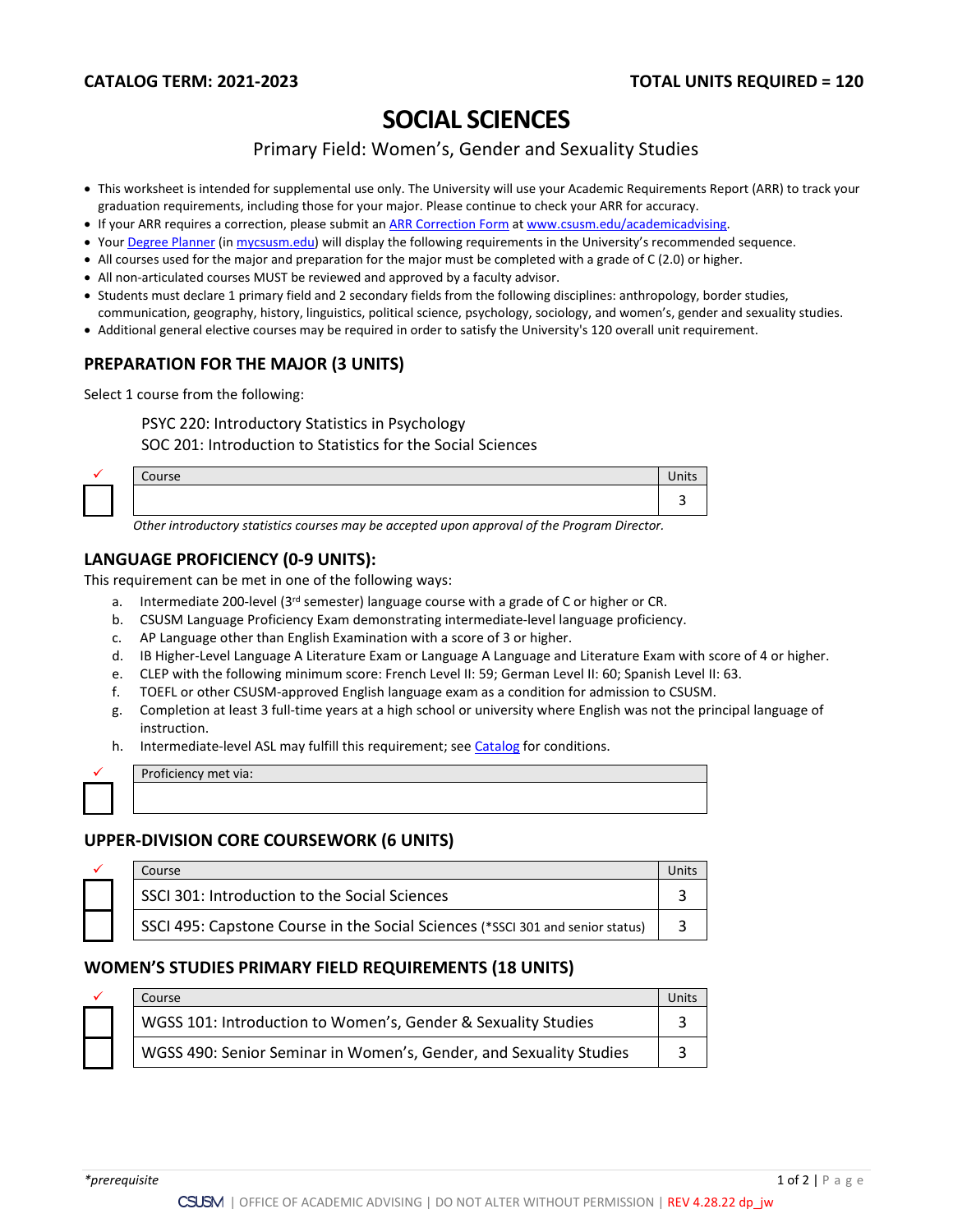**CATALOG TERM: 2021-2023** **TOTAL UNITS REQUIRED = 120**

# SOCIAL SCIENCES

Primary Field: Women's, Gender and Sexuality Studies

- This worksheet is intended for supplemental use only. The University will use your Academic Requirements Report (ARR) to track your graduation requirements, including those for your major. Please continue to check your ARR for accuracy.
- If your ARR requires a correction, please submit an ARR Correction Form at www.csusm.edu/academicadvising.
- Your Degree Planner (in mycsusm.edu) will display the following requirements in the University's recommended sequence.
- All courses used for the major and preparation for the major must be completed with a grade of C (2.0) or higher.
- All non-articulated courses MUST be reviewed and approved by a faculty advisor.
- Students must declare 1 primary field and 2 secondary fields from the following disciplines: anthropology, border studies, communication, geography, history, linguistics, political science, psychology, sociology, and women's, gender and sexuality studies.
- Additional general elective courses may be required in order to satisfy the University's 120 overall unit requirement.

## PREPARATION FOR THE MAJOR (3 UNITS)

Select 1 course from the following:

PSYC 220: Introductory Statistics in Psychology
SOC 201: Introduction to Statistics for the Social Sciences

| ✓ | Course | Units |
|---|---|---|
| ☐ | | 3 |

*Other introductory statistics courses may be accepted upon approval of the Program Director.*

## LANGUAGE PROFICIENCY (0-9 UNITS):

This requirement can be met in one of the following ways:

a. Intermediate 200-level (3rd semester) language course with a grade of C or higher or CR.
b. CSUSM Language Proficiency Exam demonstrating intermediate-level language proficiency.
c. AP Language other than English Examination with a score of 3 or higher.
d. IB Higher-Level Language A Literature Exam or Language A Language and Literature Exam with score of 4 or higher.
e. CLEP with the following minimum score: French Level II: 59; German Level II: 60; Spanish Level II: 63.
f. TOEFL or other CSUSM-approved English language exam as a condition for admission to CSUSM.
g. Completion at least 3 full-time years at a high school or university where English was not the principal language of instruction.
h. Intermediate-level ASL may fulfill this requirement; see Catalog for conditions.

| ✓ | Proficiency met via: |
|---|---|
| ☐ | |

## UPPER-DIVISION CORE COURSEWORK (6 UNITS)

| ✓ | Course | Units |
|---|---|---|
| ☐ | SSCI 301: Introduction to the Social Sciences | 3 |
| ☐ | SSCI 495: Capstone Course in the Social Sciences (*SSCI 301 and senior status) | 3 |

## WOMEN'S STUDIES PRIMARY FIELD REQUIREMENTS (18 UNITS)

| ✓ | Course | Units |
|---|---|---|
| ☐ | WGSS 101: Introduction to Women's, Gender & Sexuality Studies | 3 |
| ☐ | WGSS 490: Senior Seminar in Women's, Gender, and Sexuality Studies | 3 |

*\*prerequisite*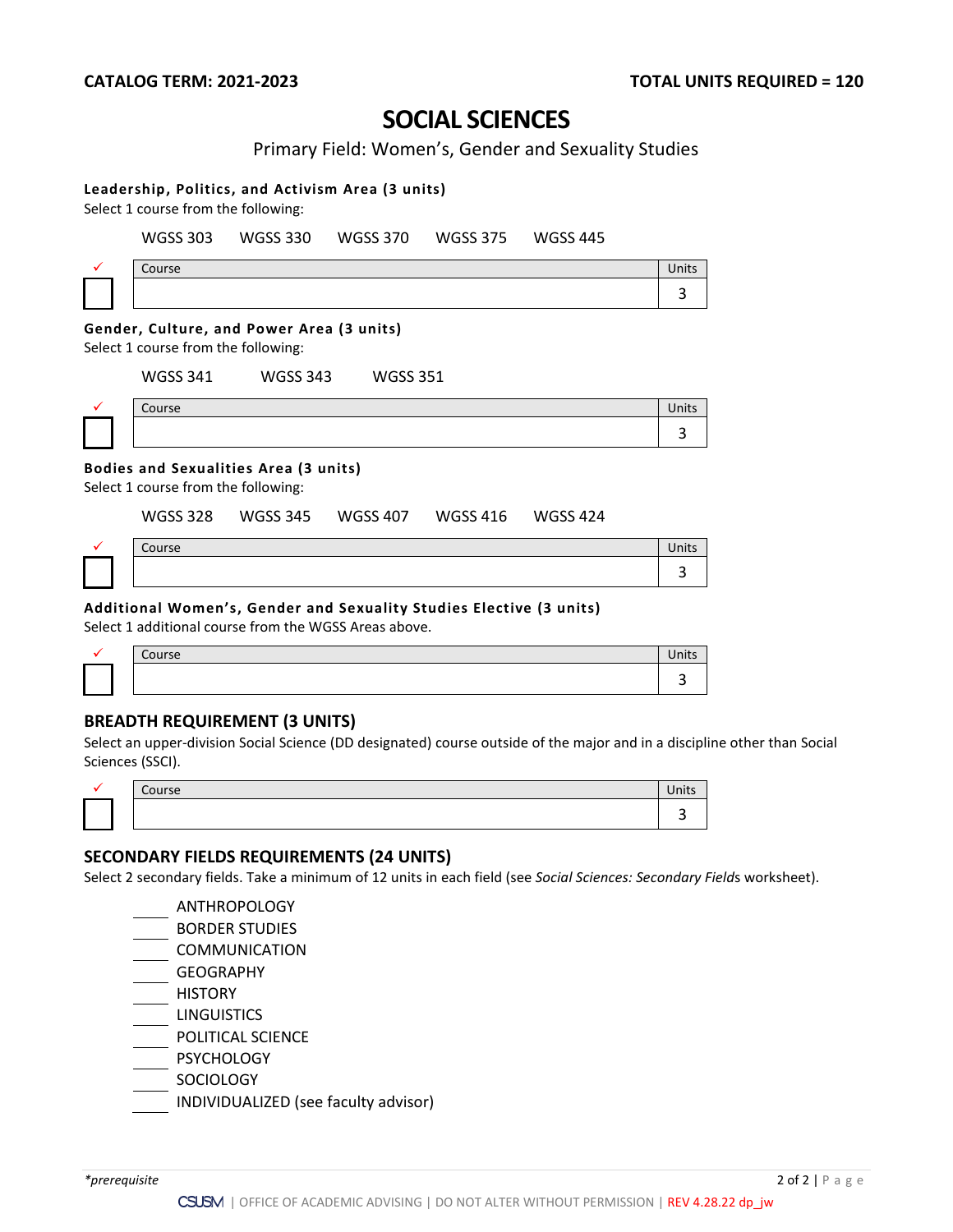**CATALOG TERM: 2021-2023** **TOTAL UNITS REQUIRED = 120**

# SOCIAL SCIENCES

Primary Field: Women's, Gender and Sexuality Studies

### Leadership, Politics, and Activism Area (3 units)

Select 1 course from the following:

WGSS 303 WGSS 330 WGSS 370 WGSS 375 WGSS 445

| ✓ | Course | Units |
|---|---|---|
| ☐ | | 3 |

### Gender, Culture, and Power Area (3 units)

Select 1 course from the following:

WGSS 341 WGSS 343 WGSS 351

| ✓ | Course | Units |
|---|---|---|
| ☐ | | 3 |

### Bodies and Sexualities Area (3 units)

Select 1 course from the following:

WGSS 328 WGSS 345 WGSS 407 WGSS 416 WGSS 424

| ✓ | Course | Units |
|---|---|---|
| ☐ | | 3 |

### Additional Women's, Gender and Sexuality Studies Elective (3 units)

Select 1 additional course from the WGSS Areas above.

| ✓ | Course | Units |
|---|---|---|
| ☐ | | 3 |

## BREADTH REQUIREMENT (3 UNITS)

Select an upper-division Social Science (DD designated) course outside of the major and in a discipline other than Social Sciences (SSCI).

| ✓ | Course | Units |
|---|---|---|
| ☐ | | 3 |

## SECONDARY FIELDS REQUIREMENTS (24 UNITS)

Select 2 secondary fields. Take a minimum of 12 units in each field (see *Social Sciences: Secondary Fields* worksheet).

____ ANTHROPOLOGY
____ BORDER STUDIES
____ COMMUNICATION
____ GEOGRAPHY
____ HISTORY
____ LINGUISTICS
____ POLITICAL SCIENCE
____ PSYCHOLOGY
____ SOCIOLOGY
____ INDIVIDUALIZED (see faculty advisor)

*\*prerequisite*